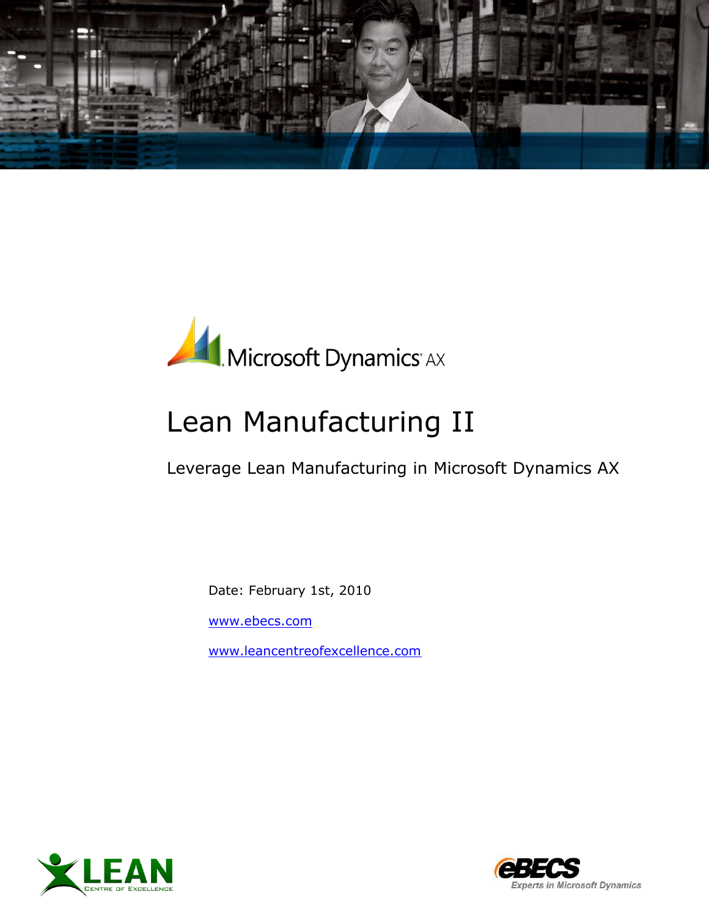Microsoft Dynamics AX

# Lean Manufacturing II

Leverage Lean Manufacturing in Microsoft Dynamics AX

Date: February 1st, 2010

www.ebecs.com

www.leancentreofexcellence.com

LEAN Centre of Excellence

eBECS Experts in Microsoft Dynamics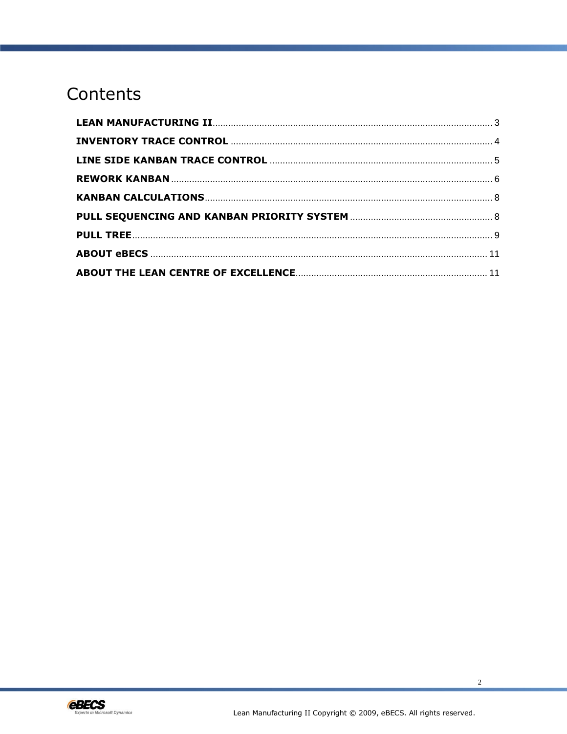# Contents

**LEAN MANUFACTURING II** ........ 3

**INVENTORY TRACE CONTROL** ........ 4

**LINE SIDE KANBAN TRACE CONTROL** ........ 5

**REWORK KANBAN** ........ 6

**KANBAN CALCULATIONS** ........ 8

**PULL SEQUENCING AND KANBAN PRIORITY SYSTEM** ........ 8

**PULL TREE** ........ 9

**ABOUT eBECS** ........ 11

**ABOUT THE LEAN CENTRE OF EXCELLENCE** ........ 11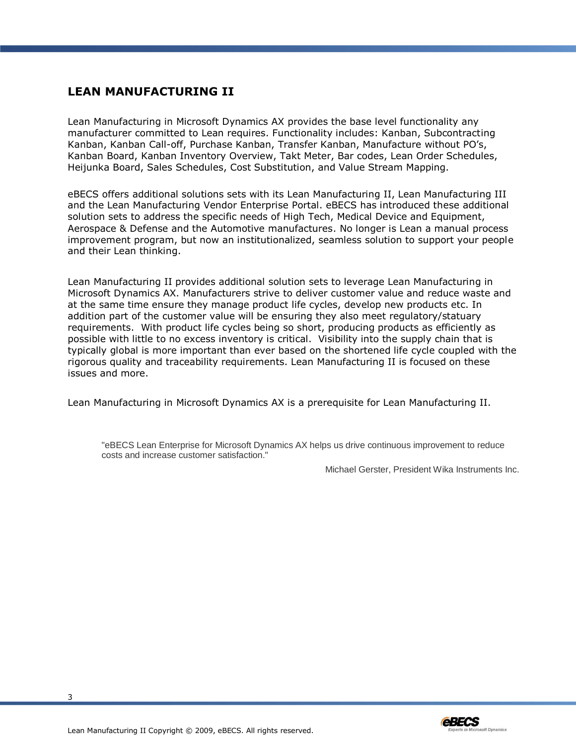## LEAN MANUFACTURING II

Lean Manufacturing in Microsoft Dynamics AX provides the base level functionality any manufacturer committed to Lean requires. Functionality includes: Kanban, Subcontracting Kanban, Kanban Call-off, Purchase Kanban, Transfer Kanban, Manufacture without PO's, Kanban Board, Kanban Inventory Overview, Takt Meter, Bar codes, Lean Order Schedules, Heijunka Board, Sales Schedules, Cost Substitution, and Value Stream Mapping.

eBECS offers additional solutions sets with its Lean Manufacturing II, Lean Manufacturing III and the Lean Manufacturing Vendor Enterprise Portal. eBECS has introduced these additional solution sets to address the specific needs of High Tech, Medical Device and Equipment, Aerospace & Defense and the Automotive manufactures. No longer is Lean a manual process improvement program, but now an institutionalized, seamless solution to support your people and their Lean thinking.

Lean Manufacturing II provides additional solution sets to leverage Lean Manufacturing in Microsoft Dynamics AX. Manufacturers strive to deliver customer value and reduce waste and at the same time ensure they manage product life cycles, develop new products etc. In addition part of the customer value will be ensuring they also meet regulatory/statuary requirements. With product life cycles being so short, producing products as efficiently as possible with little to no excess inventory is critical. Visibility into the supply chain that is typically global is more important than ever based on the shortened life cycle coupled with the rigorous quality and traceability requirements. Lean Manufacturing II is focused on these issues and more.

Lean Manufacturing in Microsoft Dynamics AX is a prerequisite for Lean Manufacturing II.

> "eBECS Lean Enterprise for Microsoft Dynamics AX helps us drive continuous improvement to reduce costs and increase customer satisfaction."
>
> Michael Gerster, President Wika Instruments Inc.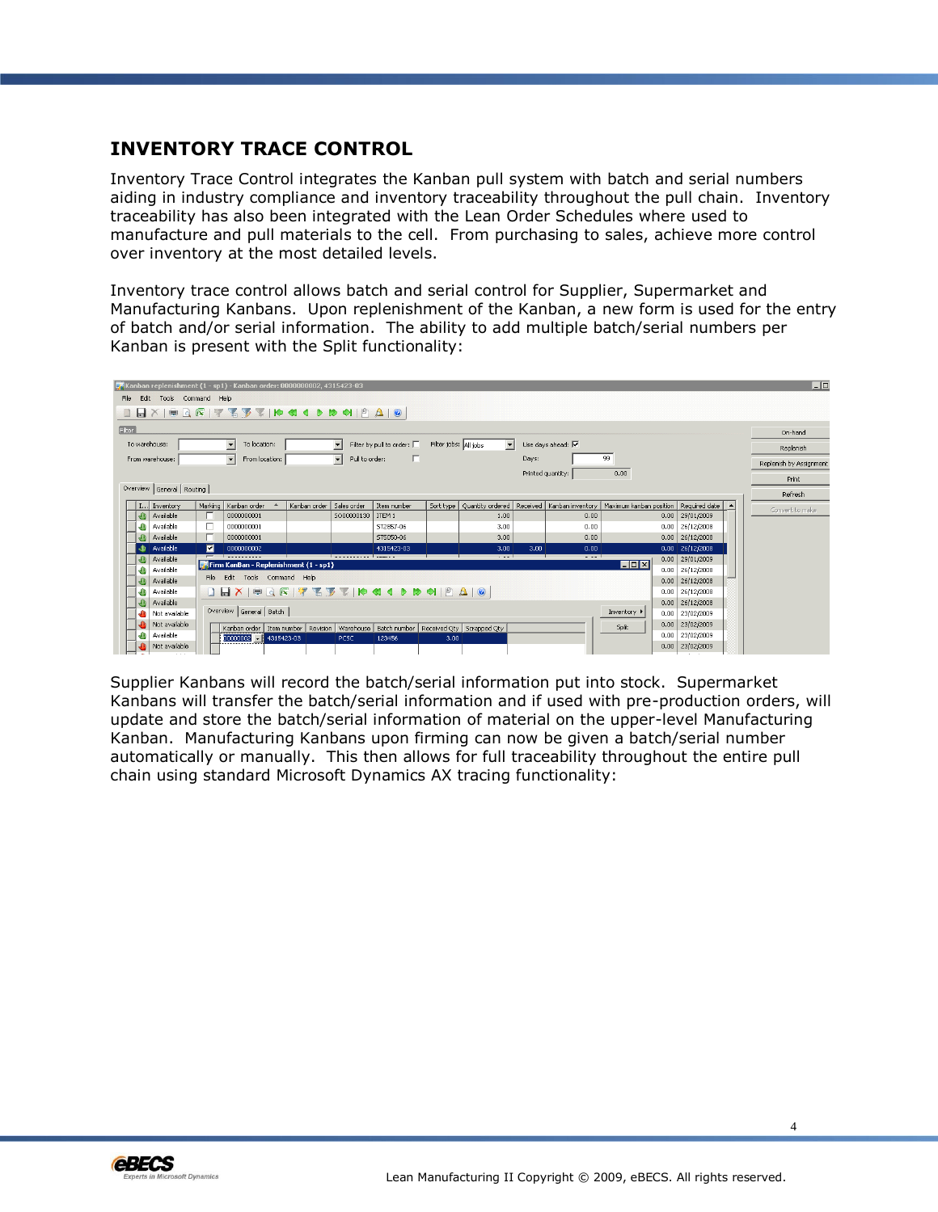# INVENTORY TRACE CONTROL

Inventory Trace Control integrates the Kanban pull system with batch and serial numbers aiding in industry compliance and inventory traceability throughout the pull chain. Inventory traceability has also been integrated with the Lean Order Schedules where used to manufacture and pull materials to the cell. From purchasing to sales, achieve more control over inventory at the most detailed levels.

Inventory trace control allows batch and serial control for Supplier, Supermarket and Manufacturing Kanbans. Upon replenishment of the Kanban, a new form is used for the entry of batch and/or serial information. The ability to add multiple batch/serial numbers per Kanban is present with the Split functionality:

Supplier Kanbans will record the batch/serial information put into stock. Supermarket Kanbans will transfer the batch/serial information and if used with pre-production orders, will update and store the batch/serial information of material on the upper-level Manufacturing Kanban. Manufacturing Kanbans upon firming can now be given a batch/serial number automatically or manually. This then allows for full traceability throughout the entire pull chain using standard Microsoft Dynamics AX tracing functionality: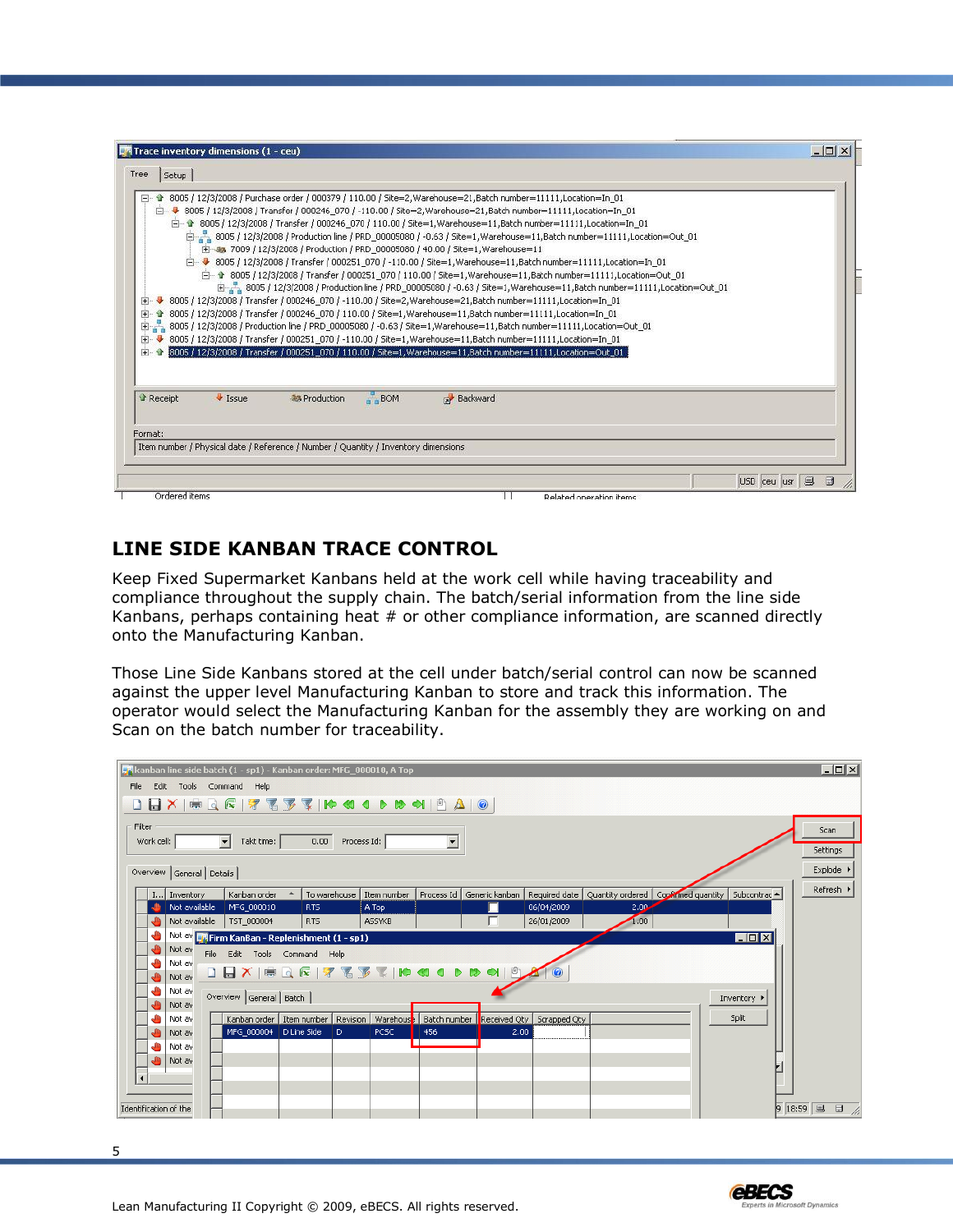## LINE SIDE KANBAN TRACE CONTROL

Keep Fixed Supermarket Kanbans held at the work cell while having traceability and compliance throughout the supply chain. The batch/serial information from the line side Kanbans, perhaps containing heat # or other compliance information, are scanned directly onto the Manufacturing Kanban.

Those Line Side Kanbans stored at the cell under batch/serial control can now be scanned against the upper level Manufacturing Kanban to store and track this information. The operator would select the Manufacturing Kanban for the assembly they are working on and Scan on the batch number for traceability.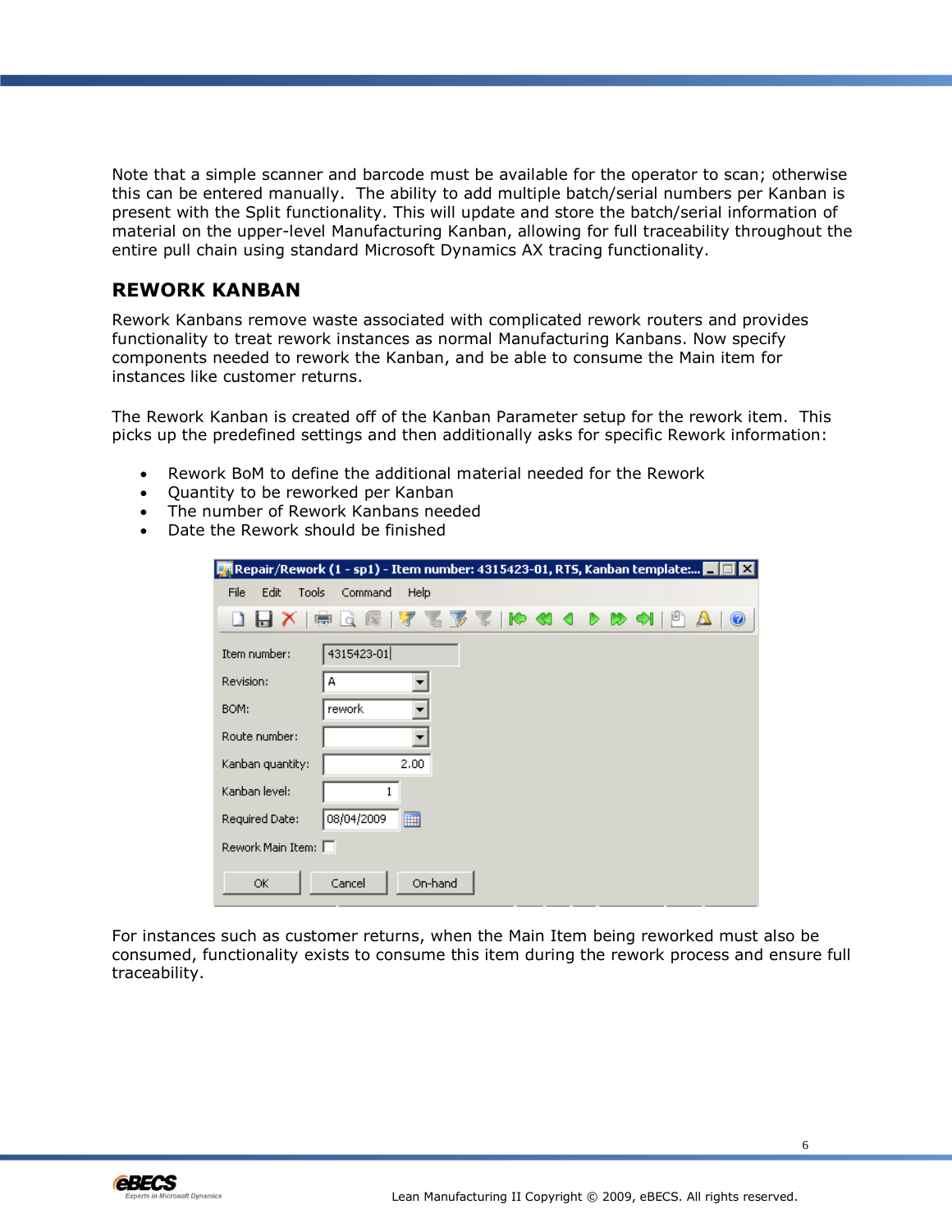Note that a simple scanner and barcode must be available for the operator to scan; otherwise this can be entered manually. The ability to add multiple batch/serial numbers per Kanban is present with the Split functionality. This will update and store the batch/serial information of material on the upper-level Manufacturing Kanban, allowing for full traceability throughout the entire pull chain using standard Microsoft Dynamics AX tracing functionality.

## REWORK KANBAN

Rework Kanbans remove waste associated with complicated rework routers and provides functionality to treat rework instances as normal Manufacturing Kanbans. Now specify components needed to rework the Kanban, and be able to consume the Main item for instances like customer returns.

The Rework Kanban is created off of the Kanban Parameter setup for the rework item. This picks up the predefined settings and then additionally asks for specific Rework information:

- Rework BoM to define the additional material needed for the Rework
- Quantity to be reworked per Kanban
- The number of Rework Kanbans needed
- Date the Rework should be finished

For instances such as customer returns, when the Main Item being reworked must also be consumed, functionality exists to consume this item during the rework process and ensure full traceability.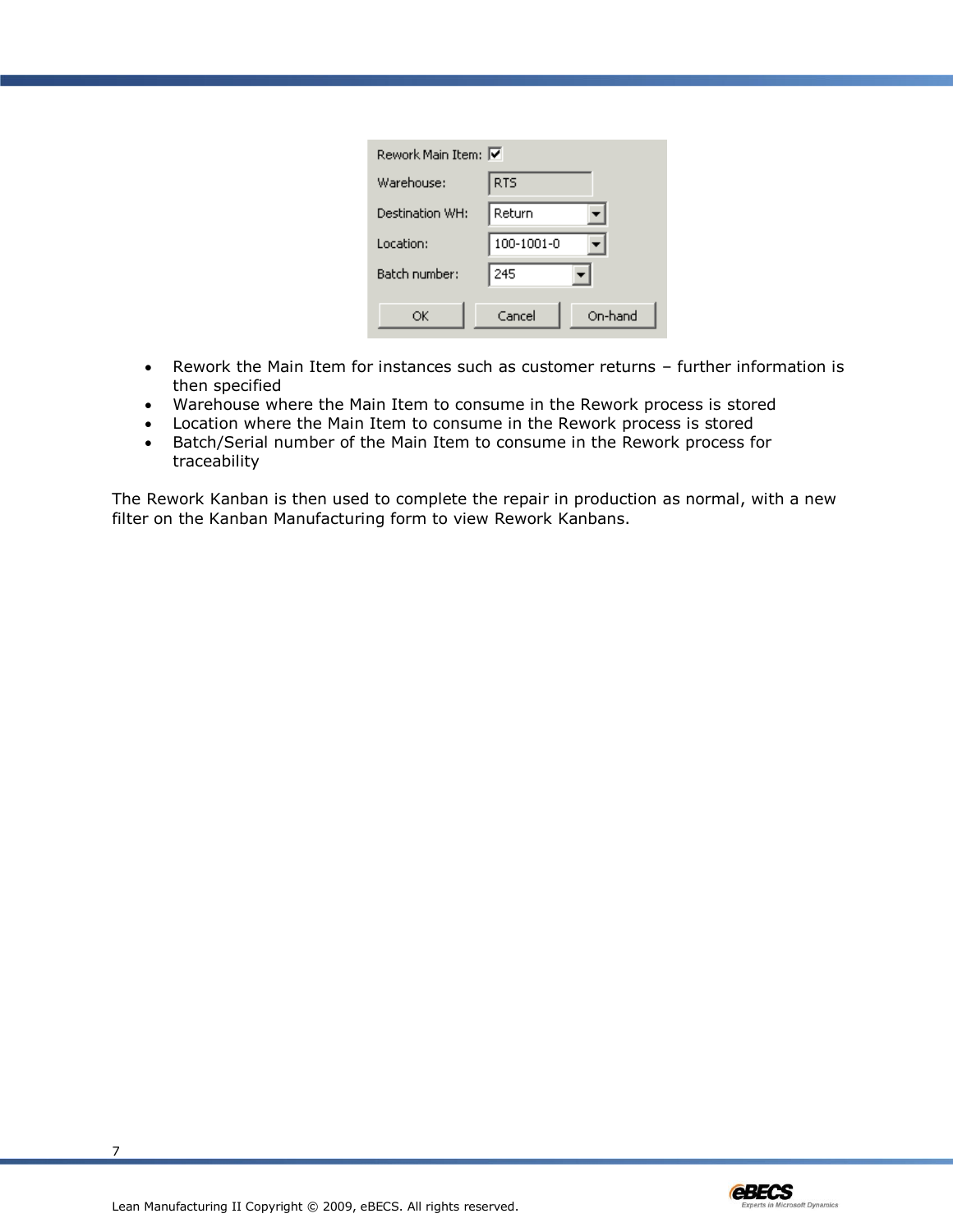| Field | Value |
| --- | --- |
| Rework Main Item: | ☑ |
| Warehouse: | RTS |
| Destination WH: | Return |
| Location: | 100-1001-0 |
| Batch number: | 245 |

OK | Cancel | On-hand

- Rework the Main Item for instances such as customer returns – further information is then specified
- Warehouse where the Main Item to consume in the Rework process is stored
- Location where the Main Item to consume in the Rework process is stored
- Batch/Serial number of the Main Item to consume in the Rework process for traceability

The Rework Kanban is then used to complete the repair in production as normal, with a new filter on the Kanban Manufacturing form to view Rework Kanbans.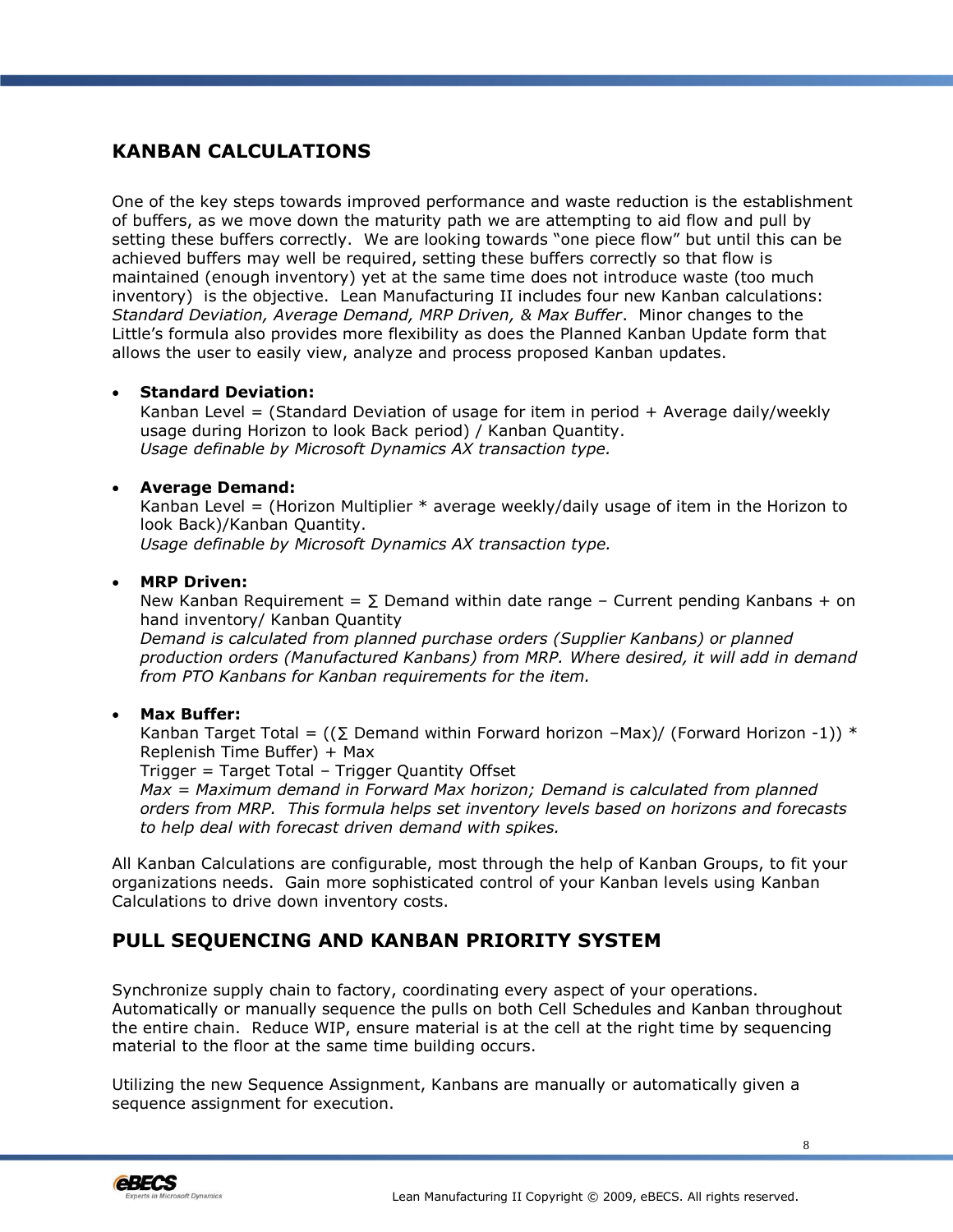## KANBAN CALCULATIONS

One of the key steps towards improved performance and waste reduction is the establishment of buffers, as we move down the maturity path we are attempting to aid flow and pull by setting these buffers correctly. We are looking towards "one piece flow" but until this can be achieved buffers may well be required, setting these buffers correctly so that flow is maintained (enough inventory) yet at the same time does not introduce waste (too much inventory) is the objective. Lean Manufacturing II includes four new Kanban calculations: *Standard Deviation, Average Demand, MRP Driven, & Max Buffer*. Minor changes to the Little's formula also provides more flexibility as does the Planned Kanban Update form that allows the user to easily view, analyze and process proposed Kanban updates.

- **Standard Deviation:**
  Kanban Level = (Standard Deviation of usage for item in period + Average daily/weekly usage during Horizon to look Back period) / Kanban Quantity.
  *Usage definable by Microsoft Dynamics AX transaction type.*

- **Average Demand:**
  Kanban Level = (Horizon Multiplier * average weekly/daily usage of item in the Horizon to look Back)/Kanban Quantity.
  *Usage definable by Microsoft Dynamics AX transaction type.*

- **MRP Driven:**
  New Kanban Requirement = ∑ Demand within date range – Current pending Kanbans + on hand inventory/ Kanban Quantity
  *Demand is calculated from planned purchase orders (Supplier Kanbans) or planned production orders (Manufactured Kanbans) from MRP. Where desired, it will add in demand from PTO Kanbans for Kanban requirements for the item.*

- **Max Buffer:**
  Kanban Target Total = ((∑ Demand within Forward horizon –Max)/ (Forward Horizon -1)) * Replenish Time Buffer) + Max
  Trigger = Target Total – Trigger Quantity Offset
  *Max = Maximum demand in Forward Max horizon; Demand is calculated from planned orders from MRP. This formula helps set inventory levels based on horizons and forecasts to help deal with forecast driven demand with spikes.*

All Kanban Calculations are configurable, most through the help of Kanban Groups, to fit your organizations needs. Gain more sophisticated control of your Kanban levels using Kanban Calculations to drive down inventory costs.

## PULL SEQUENCING AND KANBAN PRIORITY SYSTEM

Synchronize supply chain to factory, coordinating every aspect of your operations. Automatically or manually sequence the pulls on both Cell Schedules and Kanban throughout the entire chain. Reduce WIP, ensure material is at the cell at the right time by sequencing material to the floor at the same time building occurs.

Utilizing the new Sequence Assignment, Kanbans are manually or automatically given a sequence assignment for execution.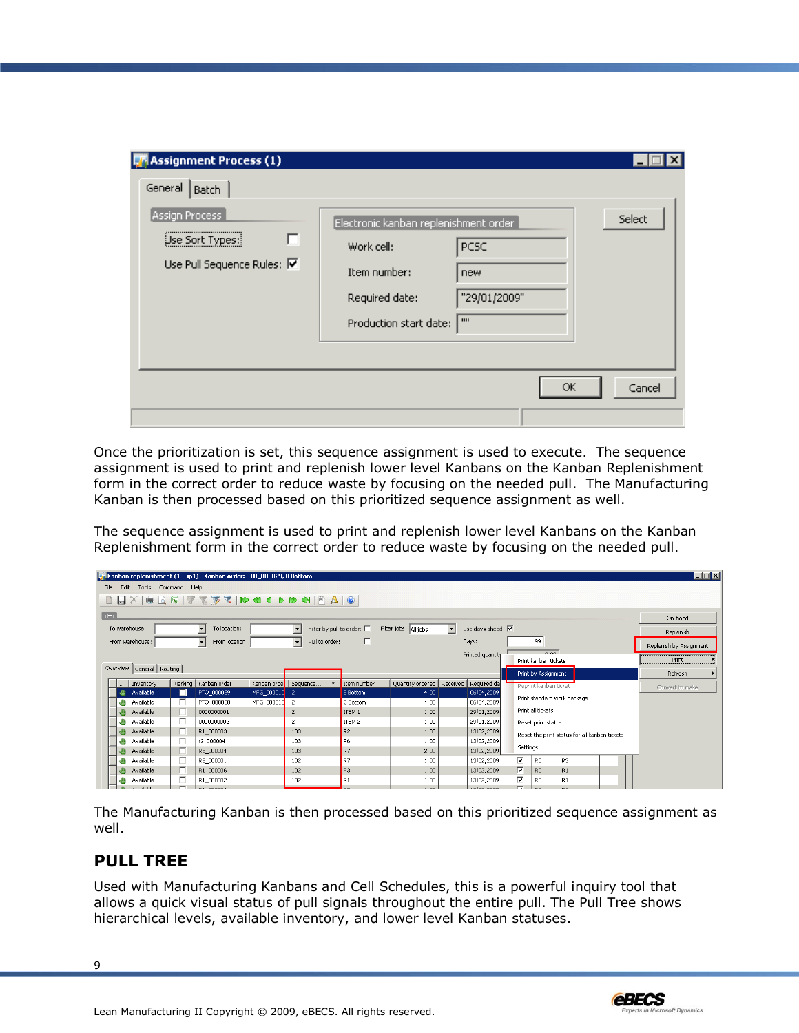Once the prioritization is set, this sequence assignment is used to execute. The sequence assignment is used to print and replenish lower level Kanbans on the Kanban Replenishment form in the correct order to reduce waste by focusing on the needed pull. The Manufacturing Kanban is then processed based on this prioritized sequence assignment as well.

The sequence assignment is used to print and replenish lower level Kanbans on the Kanban Replenishment form in the correct order to reduce waste by focusing on the needed pull.

The Manufacturing Kanban is then processed based on this prioritized sequence assignment as well.

## PULL TREE

Used with Manufacturing Kanbans and Cell Schedules, this is a powerful inquiry tool that allows a quick visual status of pull signals throughout the entire pull. The Pull Tree shows hierarchical levels, available inventory, and lower level Kanban statuses.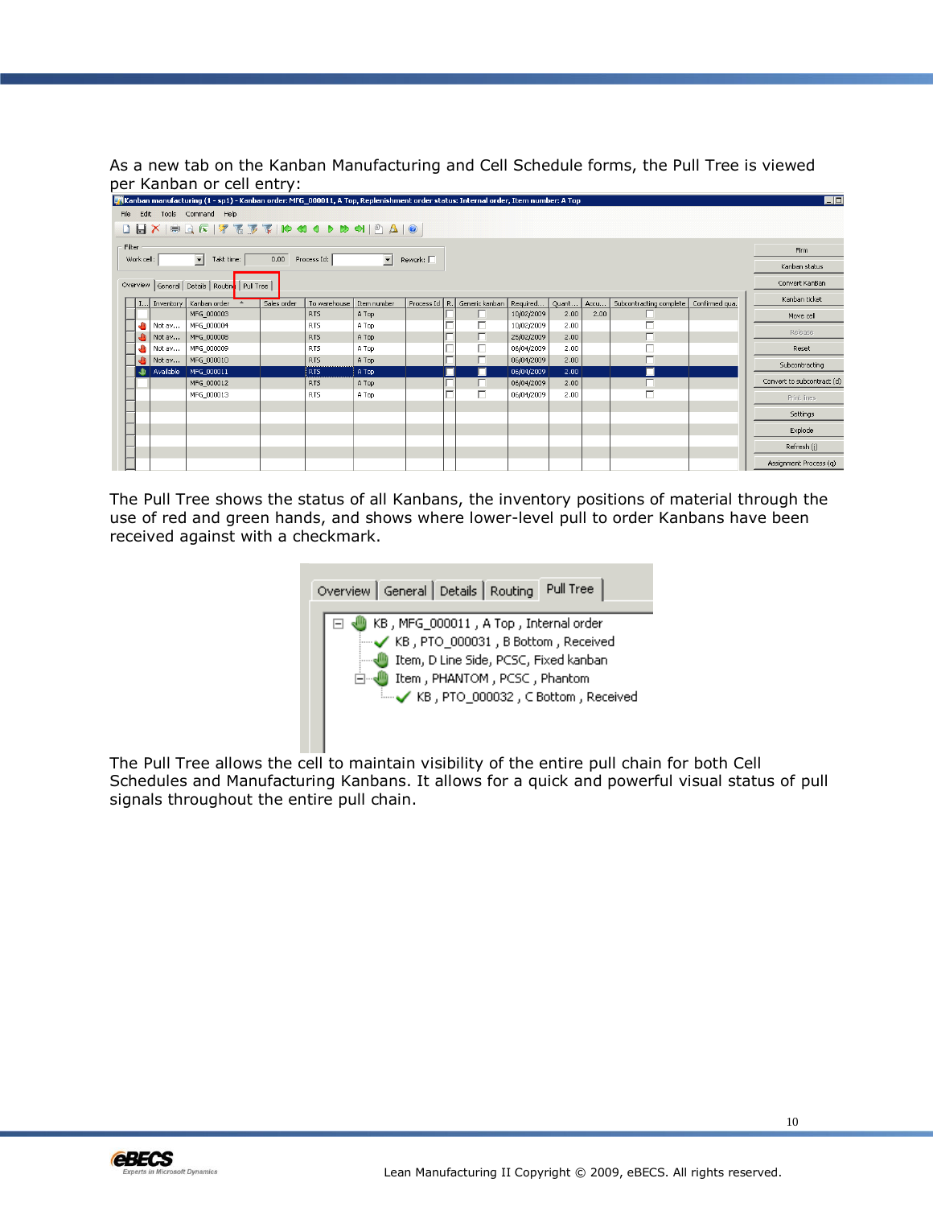As a new tab on the Kanban Manufacturing and Cell Schedule forms, the Pull Tree is viewed per Kanban or cell entry:

The Pull Tree shows the status of all Kanbans, the inventory positions of material through the use of red and green hands, and shows where lower-level pull to order Kanbans have been received against with a checkmark.

The Pull Tree allows the cell to maintain visibility of the entire pull chain for both Cell Schedules and Manufacturing Kanbans. It allows for a quick and powerful visual status of pull signals throughout the entire pull chain.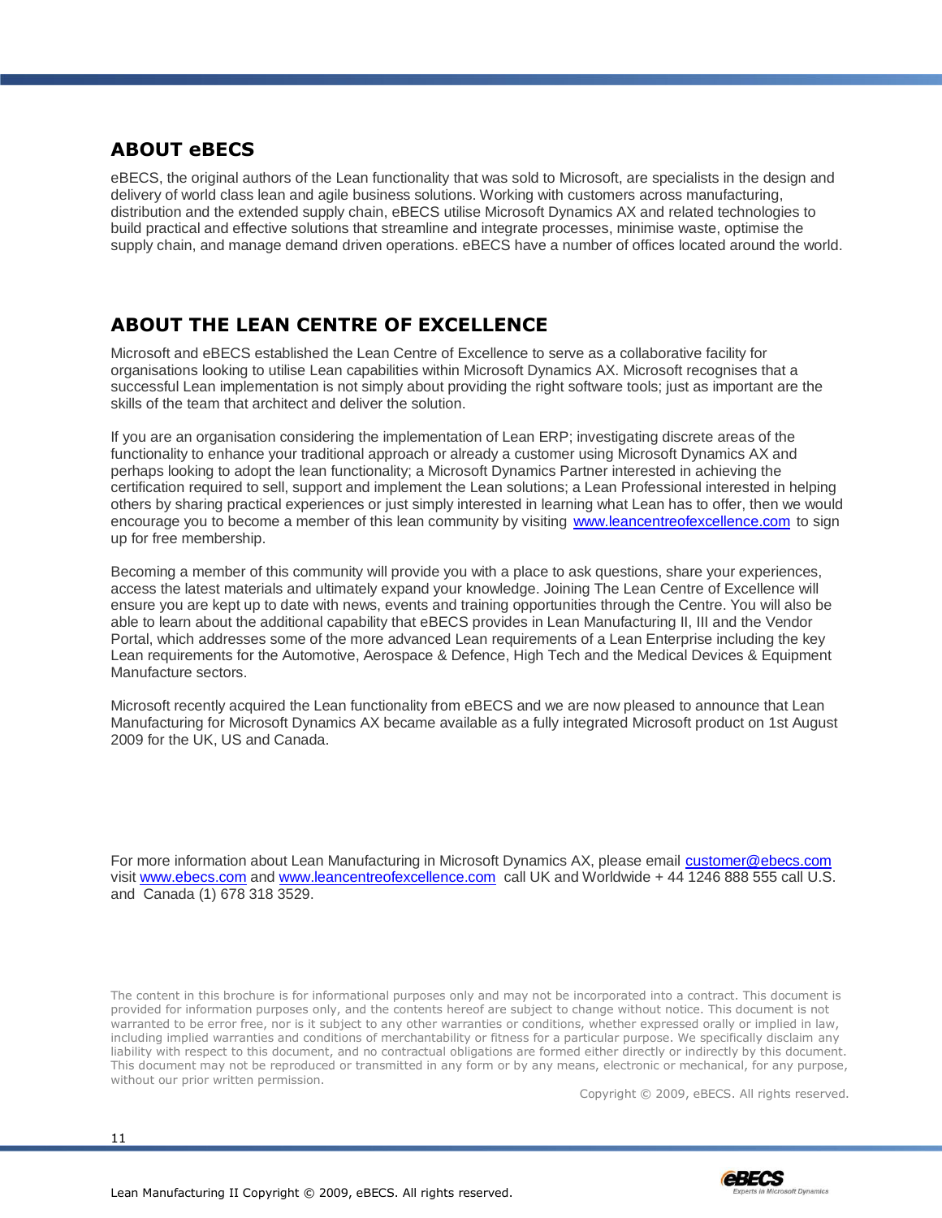## ABOUT eBECS

eBECS, the original authors of the Lean functionality that was sold to Microsoft, are specialists in the design and delivery of world class lean and agile business solutions. Working with customers across manufacturing, distribution and the extended supply chain, eBECS utilise Microsoft Dynamics AX and related technologies to build practical and effective solutions that streamline and integrate processes, minimise waste, optimise the supply chain, and manage demand driven operations. eBECS have a number of offices located around the world.

## ABOUT THE LEAN CENTRE OF EXCELLENCE

Microsoft and eBECS established the Lean Centre of Excellence to serve as a collaborative facility for organisations looking to utilise Lean capabilities within Microsoft Dynamics AX. Microsoft recognises that a successful Lean implementation is not simply about providing the right software tools; just as important are the skills of the team that architect and deliver the solution.

If you are an organisation considering the implementation of Lean ERP; investigating discrete areas of the functionality to enhance your traditional approach or already a customer using Microsoft Dynamics AX and perhaps looking to adopt the lean functionality; a Microsoft Dynamics Partner interested in achieving the certification required to sell, support and implement the Lean solutions; a Lean Professional interested in helping others by sharing practical experiences or just simply interested in learning what Lean has to offer, then we would encourage you to become a member of this lean community by visiting www.leancentreofexcellence.com to sign up for free membership.

Becoming a member of this community will provide you with a place to ask questions, share your experiences, access the latest materials and ultimately expand your knowledge. Joining The Lean Centre of Excellence will ensure you are kept up to date with news, events and training opportunities through the Centre. You will also be able to learn about the additional capability that eBECS provides in Lean Manufacturing II, III and the Vendor Portal, which addresses some of the more advanced Lean requirements of a Lean Enterprise including the key Lean requirements for the Automotive, Aerospace & Defence, High Tech and the Medical Devices & Equipment Manufacture sectors.

Microsoft recently acquired the Lean functionality from eBECS and we are now pleased to announce that Lean Manufacturing for Microsoft Dynamics AX became available as a fully integrated Microsoft product on 1st August 2009 for the UK, US and Canada.

For more information about Lean Manufacturing in Microsoft Dynamics AX, please email customer@ebecs.com visit www.ebecs.com and www.leancentreofexcellence.com call UK and Worldwide + 44 1246 888 555 call U.S. and Canada (1) 678 318 3529.

The content in this brochure is for informational purposes only and may not be incorporated into a contract. This document is provided for information purposes only, and the contents hereof are subject to change without notice. This document is not warranted to be error free, nor is it subject to any other warranties or conditions, whether expressed orally or implied in law, including implied warranties and conditions of merchantability or fitness for a particular purpose. We specifically disclaim any liability with respect to this document, and no contractual obligations are formed either directly or indirectly by this document. This document may not be reproduced or transmitted in any form or by any means, electronic or mechanical, for any purpose, without our prior written permission.

Copyright © 2009, eBECS. All rights reserved.